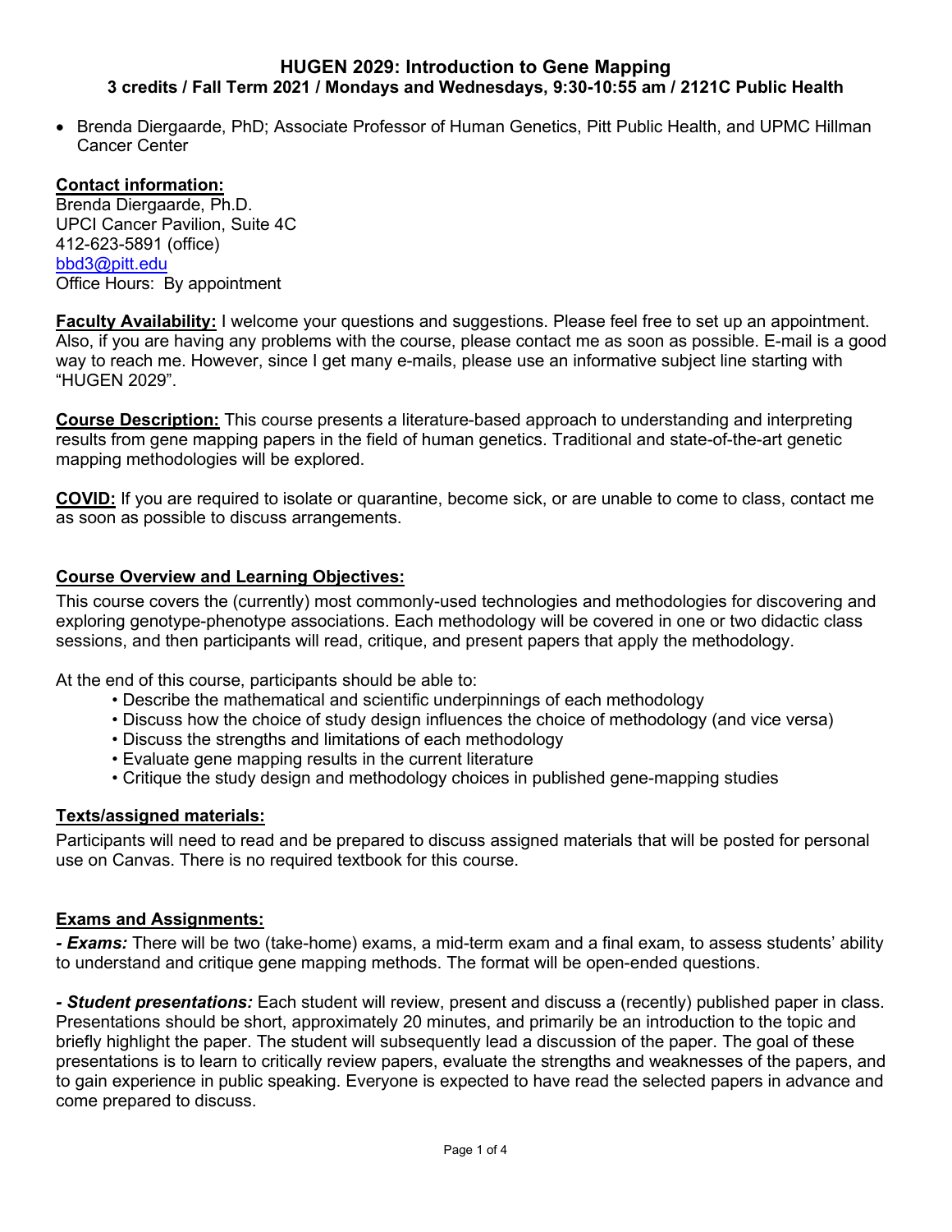# HUGEN 2029: Introduction to Gene Mapping

**3 credits / Fall Term 2021 / Mondays and Wednesdays, 9:30-10:55 am / 2121C Public Health**

- Brenda Diergaarde, PhD; Associate Professor of Human Genetics, Pitt Public Health, and UPMC Hillman Cancer Center

**Contact information:**
Brenda Diergaarde, Ph.D.
UPCI Cancer Pavilion, Suite 4C
412-623-5891 (office)
bbd3@pitt.edu
Office Hours: By appointment

**Faculty Availability:** I welcome your questions and suggestions. Please feel free to set up an appointment. Also, if you are having any problems with the course, please contact me as soon as possible. E-mail is a good way to reach me. However, since I get many e-mails, please use an informative subject line starting with "HUGEN 2029".

**Course Description:** This course presents a literature-based approach to understanding and interpreting results from gene mapping papers in the field of human genetics. Traditional and state-of-the-art genetic mapping methodologies will be explored.

**COVID:** If you are required to isolate or quarantine, become sick, or are unable to come to class, contact me as soon as possible to discuss arrangements.

**Course Overview and Learning Objectives:**

This course covers the (currently) most commonly-used technologies and methodologies for discovering and exploring genotype-phenotype associations. Each methodology will be covered in one or two didactic class sessions, and then participants will read, critique, and present papers that apply the methodology.

At the end of this course, participants should be able to:

- Describe the mathematical and scientific underpinnings of each methodology
- Discuss how the choice of study design influences the choice of methodology (and vice versa)
- Discuss the strengths and limitations of each methodology
- Evaluate gene mapping results in the current literature
- Critique the study design and methodology choices in published gene-mapping studies

**Texts/assigned materials:**

Participants will need to read and be prepared to discuss assigned materials that will be posted for personal use on Canvas. There is no required textbook for this course.

**Exams and Assignments:**

***- Exams:*** There will be two (take-home) exams, a mid-term exam and a final exam, to assess students' ability to understand and critique gene mapping methods. The format will be open-ended questions.

***- Student presentations:*** Each student will review, present and discuss a (recently) published paper in class. Presentations should be short, approximately 20 minutes, and primarily be an introduction to the topic and briefly highlight the paper. The student will subsequently lead a discussion of the paper. The goal of these presentations is to learn to critically review papers, evaluate the strengths and weaknesses of the papers, and to gain experience in public speaking. Everyone is expected to have read the selected papers in advance and come prepared to discuss.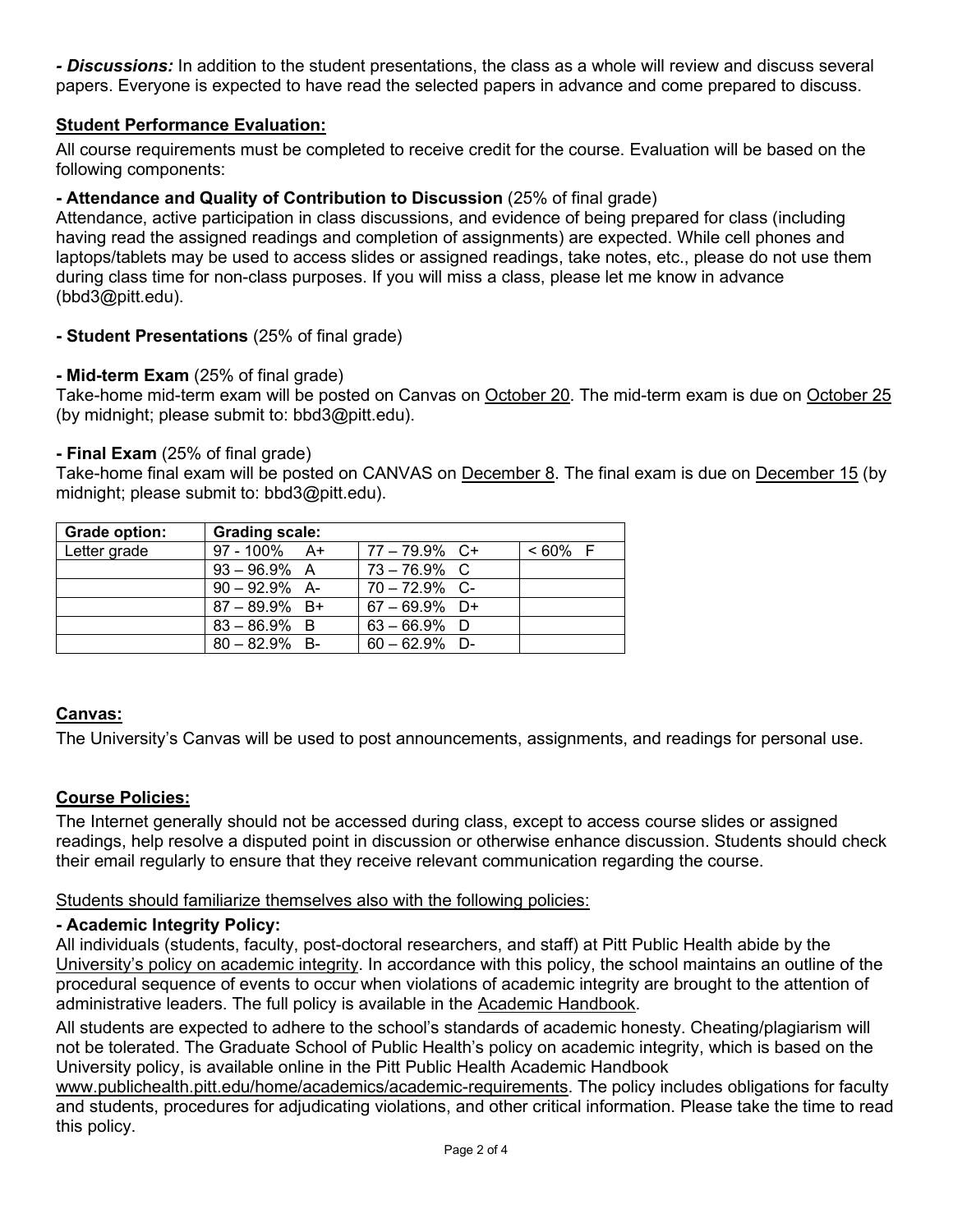***- Discussions:*** In addition to the student presentations, the class as a whole will review and discuss several papers. Everyone is expected to have read the selected papers in advance and come prepared to discuss.

## Student Performance Evaluation:

All course requirements must be completed to receive credit for the course. Evaluation will be based on the following components:

**- Attendance and Quality of Contribution to Discussion** (25% of final grade)
Attendance, active participation in class discussions, and evidence of being prepared for class (including having read the assigned readings and completion of assignments) are expected. While cell phones and laptops/tablets may be used to access slides or assigned readings, take notes, etc., please do not use them during class time for non-class purposes. If you will miss a class, please let me know in advance (bbd3@pitt.edu).

**- Student Presentations** (25% of final grade)

**- Mid-term Exam** (25% of final grade)
Take-home mid-term exam will be posted on Canvas on October 20. The mid-term exam is due on October 25 (by midnight; please submit to: bbd3@pitt.edu).

**- Final Exam** (25% of final grade)
Take-home final exam will be posted on CANVAS on December 8. The final exam is due on December 15 (by midnight; please submit to: bbd3@pitt.edu).

| Grade option: | Grading scale: | | |
|---|---|---|---|
| Letter grade | 97 - 100% A+ | 77 – 79.9% C+ | < 60% F |
| | 93 – 96.9% A | 73 – 76.9% C | |
| | 90 – 92.9% A- | 70 – 72.9% C- | |
| | 87 – 89.9% B+ | 67 – 69.9% D+ | |
| | 83 – 86.9% B | 63 – 66.9% D | |
| | 80 – 82.9% B- | 60 – 62.9% D- | |

## Canvas:

The University's Canvas will be used to post announcements, assignments, and readings for personal use.

## Course Policies:

The Internet generally should not be accessed during class, except to access course slides or assigned readings, help resolve a disputed point in discussion or otherwise enhance discussion. Students should check their email regularly to ensure that they receive relevant communication regarding the course.

Students should familiarize themselves also with the following policies:

**- Academic Integrity Policy:**
All individuals (students, faculty, post-doctoral researchers, and staff) at Pitt Public Health abide by the University's policy on academic integrity. In accordance with this policy, the school maintains an outline of the procedural sequence of events to occur when violations of academic integrity are brought to the attention of administrative leaders. The full policy is available in the Academic Handbook.

All students are expected to adhere to the school's standards of academic honesty. Cheating/plagiarism will not be tolerated. The Graduate School of Public Health's policy on academic integrity, which is based on the University policy, is available online in the Pitt Public Health Academic Handbook www.publichealth.pitt.edu/home/academics/academic-requirements. The policy includes obligations for faculty and students, procedures for adjudicating violations, and other critical information. Please take the time to read this policy.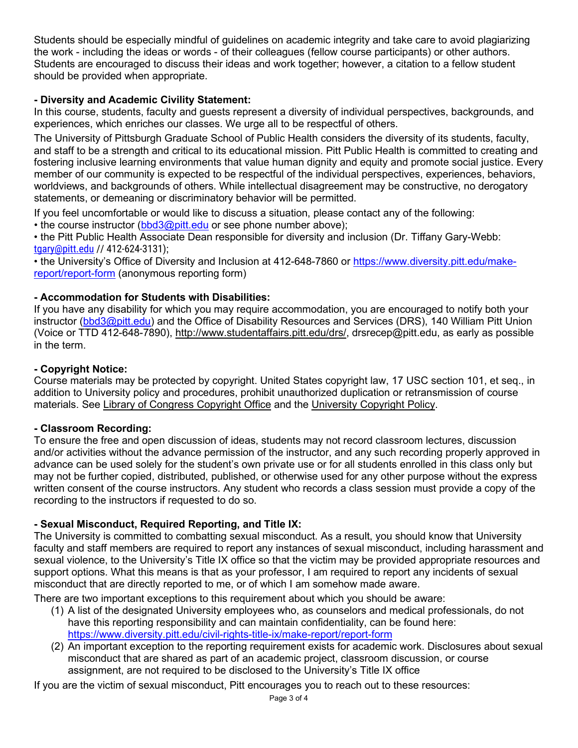Students should be especially mindful of guidelines on academic integrity and take care to avoid plagiarizing the work - including the ideas or words - of their colleagues (fellow course participants) or other authors. Students are encouraged to discuss their ideas and work together; however, a citation to a fellow student should be provided when appropriate.

**- Diversity and Academic Civility Statement:**

In this course, students, faculty and guests represent a diversity of individual perspectives, backgrounds, and experiences, which enriches our classes. We urge all to be respectful of others.

The University of Pittsburgh Graduate School of Public Health considers the diversity of its students, faculty, and staff to be a strength and critical to its educational mission. Pitt Public Health is committed to creating and fostering inclusive learning environments that value human dignity and equity and promote social justice. Every member of our community is expected to be respectful of the individual perspectives, experiences, behaviors, worldviews, and backgrounds of others. While intellectual disagreement may be constructive, no derogatory statements, or demeaning or discriminatory behavior will be permitted.

If you feel uncomfortable or would like to discuss a situation, please contact any of the following:

• the course instructor (bbd3@pitt.edu or see phone number above);

• the Pitt Public Health Associate Dean responsible for diversity and inclusion (Dr. Tiffany Gary-Webb: tgary@pitt.edu // 412-624-3131);

• the University's Office of Diversity and Inclusion at 412-648-7860 or https://www.diversity.pitt.edu/make-report/report-form (anonymous reporting form)

**- Accommodation for Students with Disabilities:**

If you have any disability for which you may require accommodation, you are encouraged to notify both your instructor (bbd3@pitt.edu) and the Office of Disability Resources and Services (DRS), 140 William Pitt Union (Voice or TTD 412-648-7890), http://www.studentaffairs.pitt.edu/drs/, drsrecep@pitt.edu, as early as possible in the term.

**- Copyright Notice:**

Course materials may be protected by copyright. United States copyright law, 17 USC section 101, et seq., in addition to University policy and procedures, prohibit unauthorized duplication or retransmission of course materials. See Library of Congress Copyright Office and the University Copyright Policy.

**- Classroom Recording:**

To ensure the free and open discussion of ideas, students may not record classroom lectures, discussion and/or activities without the advance permission of the instructor, and any such recording properly approved in advance can be used solely for the student's own private use or for all students enrolled in this class only but may not be further copied, distributed, published, or otherwise used for any other purpose without the express written consent of the course instructors. Any student who records a class session must provide a copy of the recording to the instructors if requested to do so.

**- Sexual Misconduct, Required Reporting, and Title IX:**

The University is committed to combatting sexual misconduct. As a result, you should know that University faculty and staff members are required to report any instances of sexual misconduct, including harassment and sexual violence, to the University's Title IX office so that the victim may be provided appropriate resources and support options. What this means is that as your professor, I am required to report any incidents of sexual misconduct that are directly reported to me, or of which I am somehow made aware.

There are two important exceptions to this requirement about which you should be aware:

(1) A list of the designated University employees who, as counselors and medical professionals, do not have this reporting responsibility and can maintain confidentiality, can be found here: https://www.diversity.pitt.edu/civil-rights-title-ix/make-report/report-form

(2) An important exception to the reporting requirement exists for academic work. Disclosures about sexual misconduct that are shared as part of an academic project, classroom discussion, or course assignment, are not required to be disclosed to the University's Title IX office

If you are the victim of sexual misconduct, Pitt encourages you to reach out to these resources: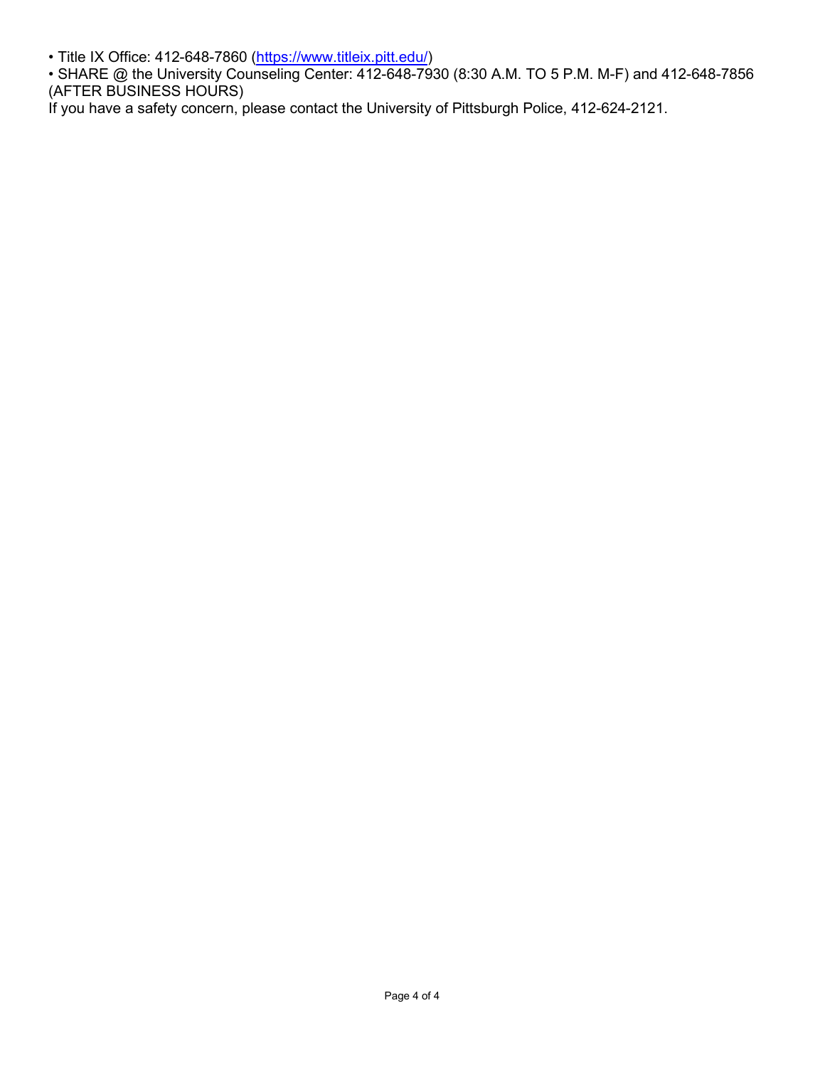- Title IX Office: 412-648-7860 ([https://www.titleix.pitt.edu/](https://www.titleix.pitt.edu/))
- SHARE @ the University Counseling Center: 412-648-7930 (8:30 A.M. TO 5 P.M. M-F) and 412-648-7856 (AFTER BUSINESS HOURS)

If you have a safety concern, please contact the University of Pittsburgh Police, 412-624-2121.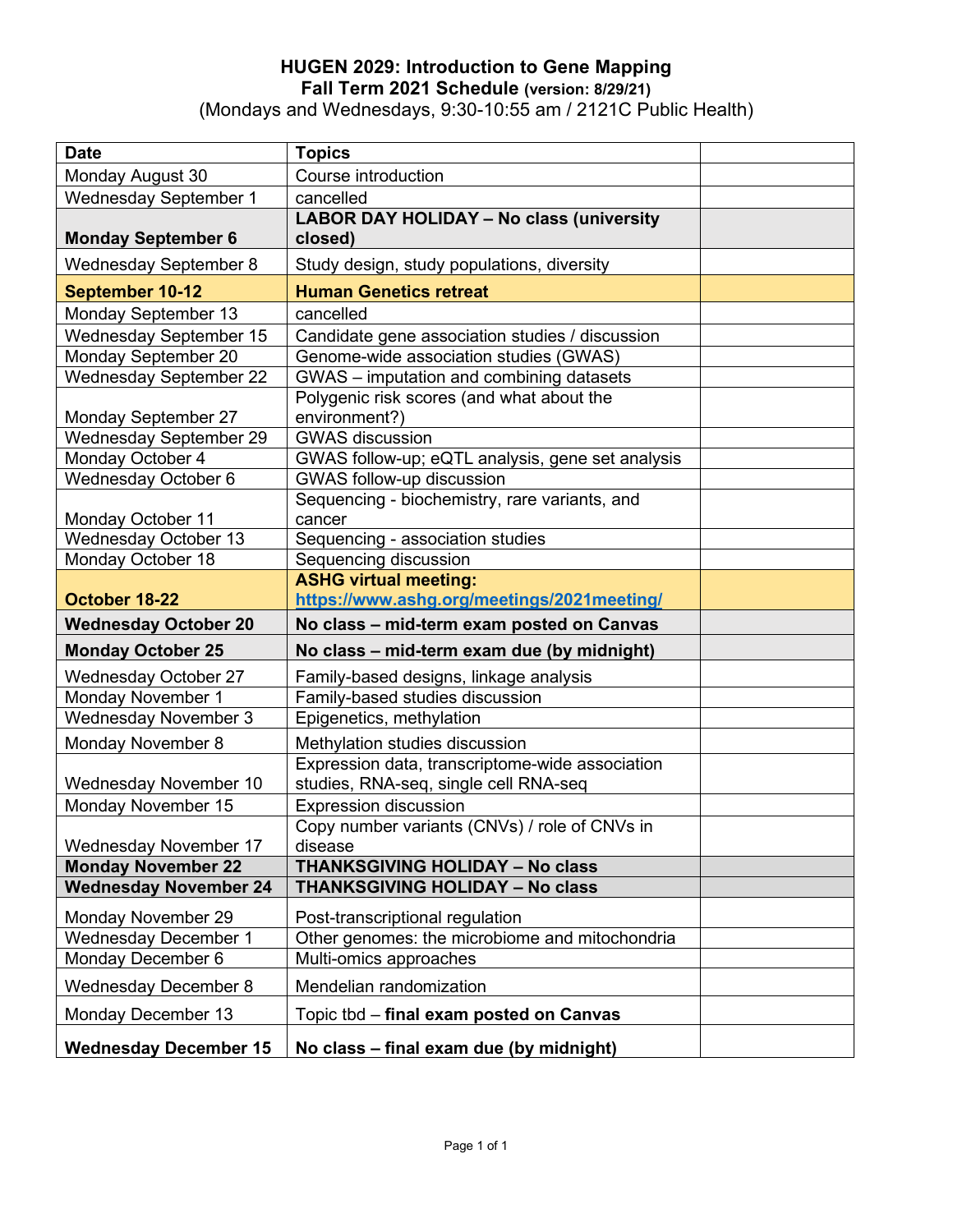# HUGEN 2029: Introduction to Gene Mapping

## Fall Term 2021 Schedule (version: 8/29/21)

(Mondays and Wednesdays, 9:30-10:55 am / 2121C Public Health)

| Date | Topics | |
|---|---|---|
| Monday August 30 | Course introduction | |
| Wednesday September 1 | cancelled | |
| **Monday September 6** | **LABOR DAY HOLIDAY – No class (university closed)** | |
| Wednesday September 8 | Study design, study populations, diversity | |
| **September 10-12** | **Human Genetics retreat** | |
| Monday September 13 | cancelled | |
| Wednesday September 15 | Candidate gene association studies / discussion | |
| Monday September 20 | Genome-wide association studies (GWAS) | |
| Wednesday September 22 | GWAS – imputation and combining datasets | |
| Monday September 27 | Polygenic risk scores (and what about the environment?) | |
| Wednesday September 29 | GWAS discussion | |
| Monday October 4 | GWAS follow-up; eQTL analysis, gene set analysis | |
| Wednesday October 6 | GWAS follow-up discussion | |
| Monday October 11 | Sequencing - biochemistry, rare variants, and cancer | |
| Wednesday October 13 | Sequencing - association studies | |
| Monday October 18 | Sequencing discussion | |
| **October 18-22** | **ASHG virtual meeting: https://www.ashg.org/meetings/2021meeting/** | |
| **Wednesday October 20** | **No class – mid-term exam posted on Canvas** | |
| **Monday October 25** | **No class – mid-term exam due (by midnight)** | |
| Wednesday October 27 | Family-based designs, linkage analysis | |
| Monday November 1 | Family-based studies discussion | |
| Wednesday November 3 | Epigenetics, methylation | |
| Monday November 8 | Methylation studies discussion | |
| Wednesday November 10 | Expression data, transcriptome-wide association studies, RNA-seq, single cell RNA-seq | |
| Monday November 15 | Expression discussion | |
| Wednesday November 17 | Copy number variants (CNVs) / role of CNVs in disease | |
| **Monday November 22** | **THANKSGIVING HOLIDAY – No class** | |
| **Wednesday November 24** | **THANKSGIVING HOLIDAY – No class** | |
| Monday November 29 | Post-transcriptional regulation | |
| Wednesday December 1 | Other genomes: the microbiome and mitochondria | |
| Monday December 6 | Multi-omics approaches | |
| Wednesday December 8 | Mendelian randomization | |
| Monday December 13 | Topic tbd – **final exam posted on Canvas** | |
| **Wednesday December 15** | **No class – final exam due (by midnight)** | |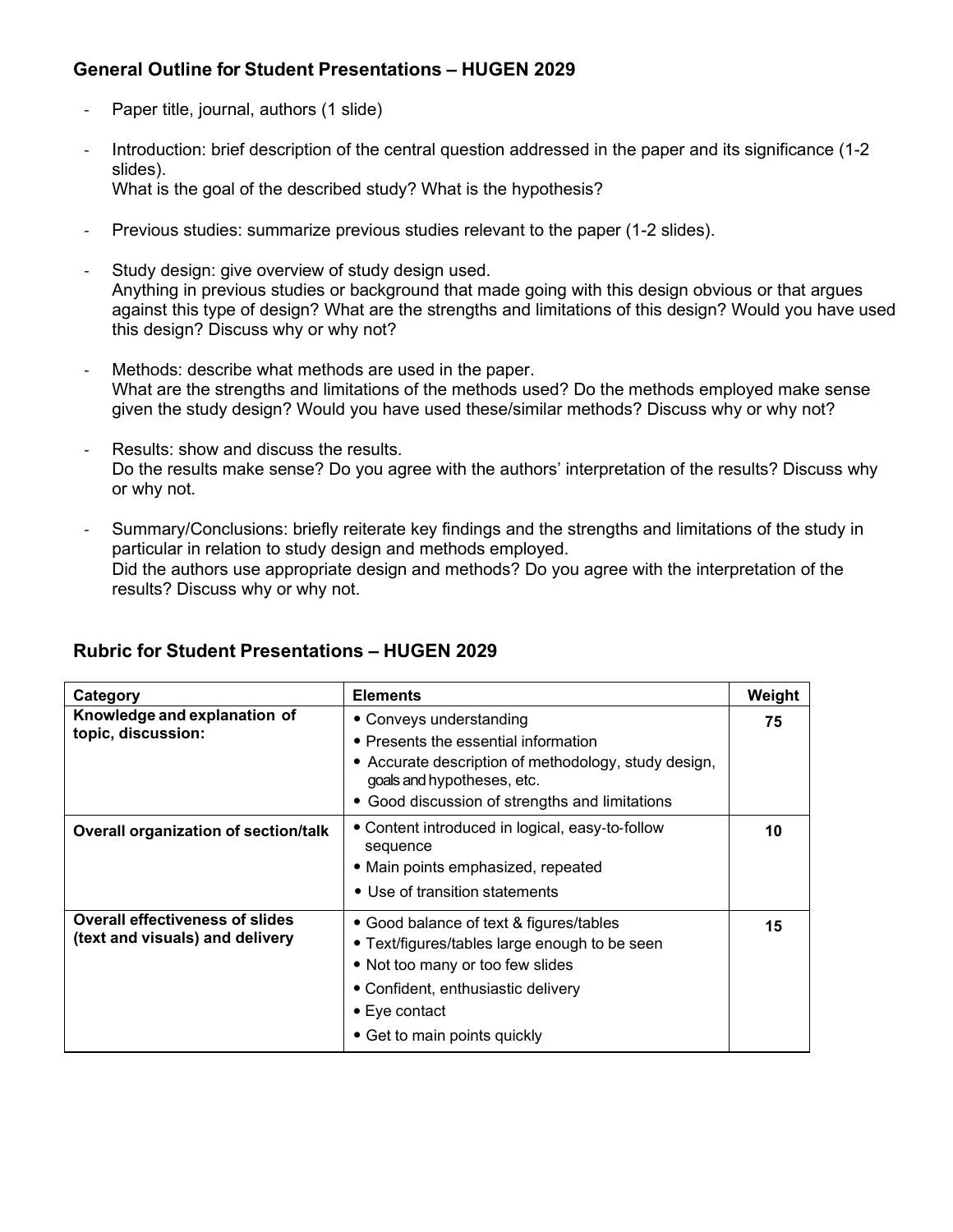## General Outline for Student Presentations – HUGEN 2029

- Paper title, journal, authors (1 slide)

- Introduction: brief description of the central question addressed in the paper and its significance (1-2 slides).
  What is the goal of the described study? What is the hypothesis?

- Previous studies: summarize previous studies relevant to the paper (1-2 slides).

- Study design: give overview of study design used.
  Anything in previous studies or background that made going with this design obvious or that argues against this type of design? What are the strengths and limitations of this design? Would you have used this design? Discuss why or why not?

- Methods: describe what methods are used in the paper.
  What are the strengths and limitations of the methods used? Do the methods employed make sense given the study design? Would you have used these/similar methods? Discuss why or why not?

- Results: show and discuss the results.
  Do the results make sense? Do you agree with the authors' interpretation of the results? Discuss why or why not.

- Summary/Conclusions: briefly reiterate key findings and the strengths and limitations of the study in particular in relation to study design and methods employed.
  Did the authors use appropriate design and methods? Do you agree with the interpretation of the results? Discuss why or why not.

## Rubric for Student Presentations – HUGEN 2029

| Category | Elements | Weight |
|---|---|---|
| **Knowledge and explanation of topic, discussion:** | • Conveys understanding<br>• Presents the essential information<br>• Accurate description of methodology, study design, goals and hypotheses, etc.<br>• Good discussion of strengths and limitations | **75** |
| **Overall organization of section/talk** | • Content introduced in logical, easy-to-follow sequence<br>• Main points emphasized, repeated<br>• Use of transition statements | **10** |
| **Overall effectiveness of slides (text and visuals) and delivery** | • Good balance of text & figures/tables<br>• Text/figures/tables large enough to be seen<br>• Not too many or too few slides<br>• Confident, enthusiastic delivery<br>• Eye contact<br>• Get to main points quickly | **15** |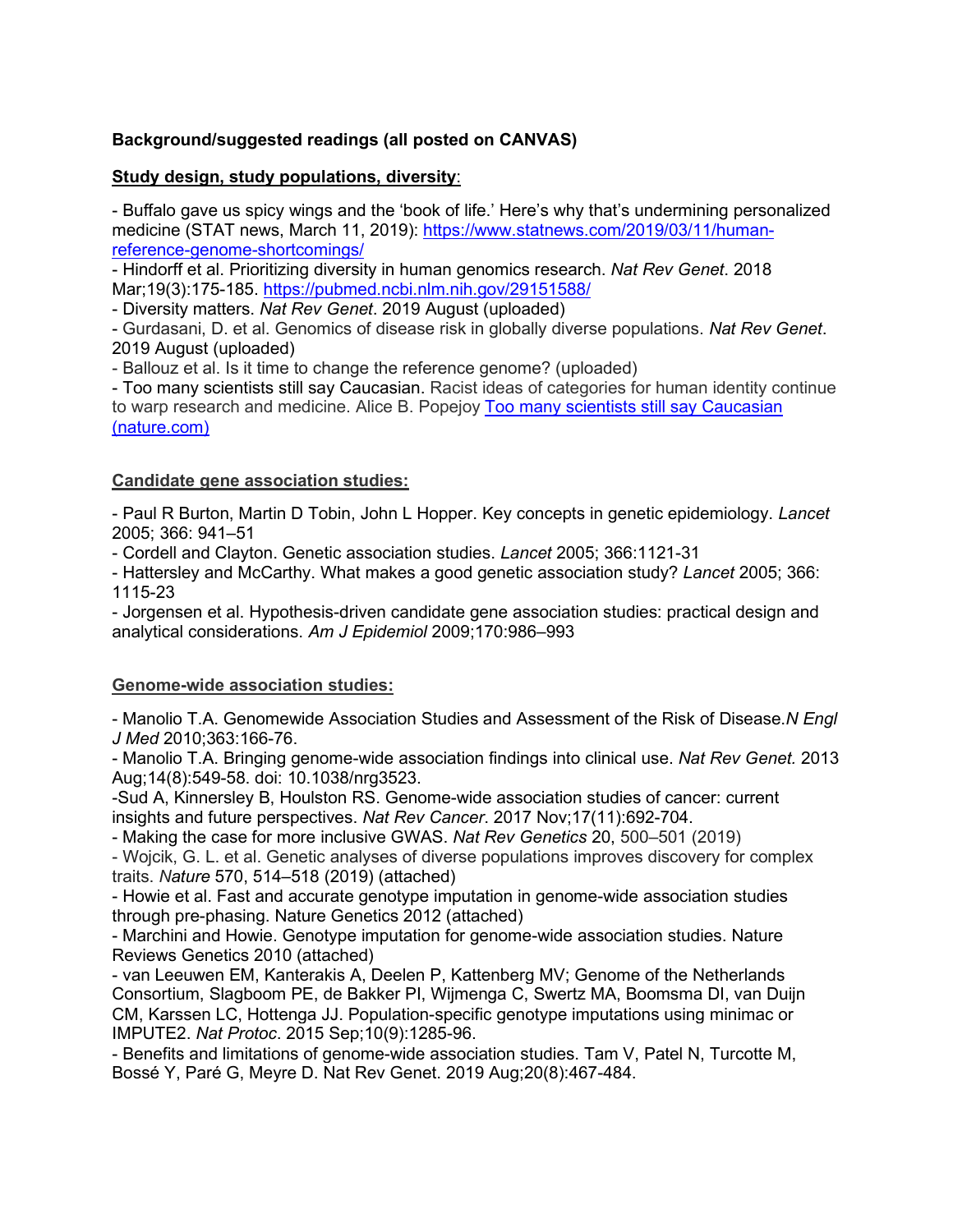**Background/suggested readings (all posted on CANVAS)**

**Study design, study populations, diversity**:

- Buffalo gave us spicy wings and the 'book of life.' Here's why that's undermining personalized medicine (STAT news, March 11, 2019): [https://www.statnews.com/2019/03/11/human-reference-genome-shortcomings/](https://www.statnews.com/2019/03/11/human-reference-genome-shortcomings/)
- Hindorff et al. Prioritizing diversity in human genomics research. *Nat Rev Genet*. 2018 Mar;19(3):175-185. [https://pubmed.ncbi.nlm.nih.gov/29151588/](https://pubmed.ncbi.nlm.nih.gov/29151588/)
- Diversity matters. *Nat Rev Genet*. 2019 August (uploaded)
- Gurdasani, D. et al. Genomics of disease risk in globally diverse populations. *Nat Rev Genet*. 2019 August (uploaded)
- Ballouz et al. Is it time to change the reference genome? (uploaded)
- Too many scientists still say Caucasian. Racist ideas of categories for human identity continue to warp research and medicine. Alice B. Popejoy [Too many scientists still say Caucasian (nature.com)](https://www.nature.com)

**Candidate gene association studies:**

- Paul R Burton, Martin D Tobin, John L Hopper. Key concepts in genetic epidemiology. *Lancet* 2005; 366: 941–51
- Cordell and Clayton. Genetic association studies. *Lancet* 2005; 366:1121-31
- Hattersley and McCarthy. What makes a good genetic association study? *Lancet* 2005; 366: 1115-23
- Jorgensen et al. Hypothesis-driven candidate gene association studies: practical design and analytical considerations. *Am J Epidemiol* 2009;170:986–993

**Genome-wide association studies:**

- Manolio T.A. Genomewide Association Studies and Assessment of the Risk of Disease.*N Engl J Med* 2010;363:166-76.
- Manolio T.A. Bringing genome-wide association findings into clinical use. *Nat Rev Genet.* 2013 Aug;14(8):549-58. doi: 10.1038/nrg3523.
- Sud A, Kinnersley B, Houlston RS. Genome-wide association studies of cancer: current insights and future perspectives. *Nat Rev Cancer*. 2017 Nov;17(11):692-704.
- Making the case for more inclusive GWAS. *Nat Rev Genetics* 20, 500–501 (2019)
- Wojcik, G. L. et al. Genetic analyses of diverse populations improves discovery for complex traits. *Nature* 570, 514–518 (2019) (attached)
- Howie et al. Fast and accurate genotype imputation in genome-wide association studies through pre-phasing. Nature Genetics 2012 (attached)
- Marchini and Howie. Genotype imputation for genome-wide association studies. Nature Reviews Genetics 2010 (attached)
- van Leeuwen EM, Kanterakis A, Deelen P, Kattenberg MV; Genome of the Netherlands Consortium, Slagboom PE, de Bakker PI, Wijmenga C, Swertz MA, Boomsma DI, van Duijn CM, Karssen LC, Hottenga JJ. Population-specific genotype imputations using minimac or IMPUTE2. *Nat Protoc*. 2015 Sep;10(9):1285-96.
- Benefits and limitations of genome-wide association studies. Tam V, Patel N, Turcotte M, Bossé Y, Paré G, Meyre D. Nat Rev Genet. 2019 Aug;20(8):467-484.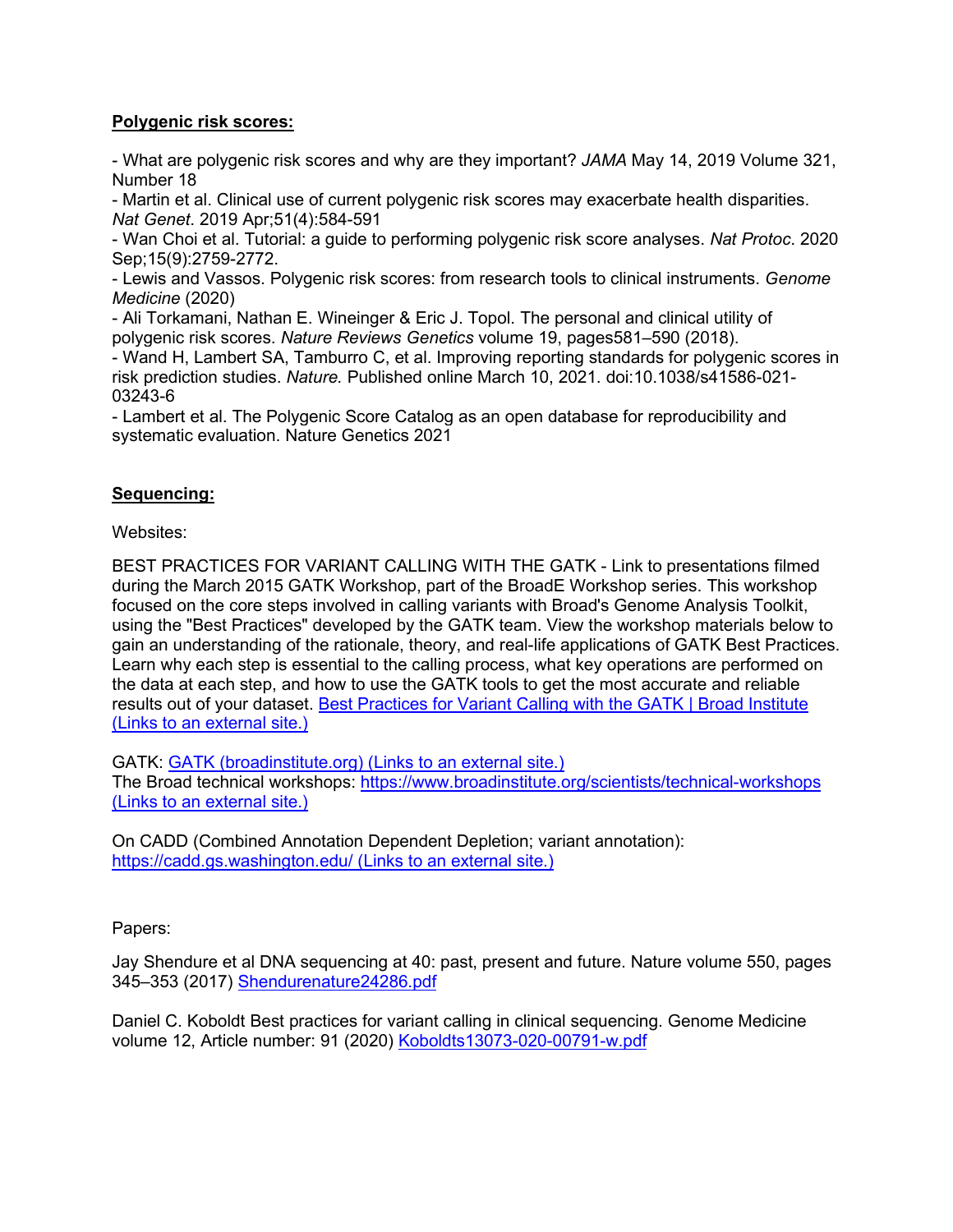**<u>Polygenic risk scores:</u>**

- What are polygenic risk scores and why are they important? *JAMA* May 14, 2019 Volume 321, Number 18
- Martin et al. Clinical use of current polygenic risk scores may exacerbate health disparities. *Nat Genet*. 2019 Apr;51(4):584-591
- Wan Choi et al. Tutorial: a guide to performing polygenic risk score analyses. *Nat Protoc*. 2020 Sep;15(9):2759-2772.
- Lewis and Vassos. Polygenic risk scores: from research tools to clinical instruments. *Genome Medicine* (2020)
- Ali Torkamani, Nathan E. Wineinger & Eric J. Topol. The personal and clinical utility of polygenic risk scores. *Nature Reviews Genetics* volume 19, pages581–590 (2018).
- Wand H, Lambert SA, Tamburro C, et al. Improving reporting standards for polygenic scores in risk prediction studies. *Nature.* Published online March 10, 2021. doi:10.1038/s41586-021-03243-6
- Lambert et al. The Polygenic Score Catalog as an open database for reproducibility and systematic evaluation. Nature Genetics 2021

**<u>Sequencing:</u>**

Websites:

BEST PRACTICES FOR VARIANT CALLING WITH THE GATK - Link to presentations filmed during the March 2015 GATK Workshop, part of the BroadE Workshop series. This workshop focused on the core steps involved in calling variants with Broad's Genome Analysis Toolkit, using the "Best Practices" developed by the GATK team. View the workshop materials below to gain an understanding of the rationale, theory, and real-life applications of GATK Best Practices. Learn why each step is essential to the calling process, what key operations are performed on the data at each step, and how to use the GATK tools to get the most accurate and reliable results out of your dataset. Best Practices for Variant Calling with the GATK | Broad Institute (Links to an external site.)

GATK: GATK (broadinstitute.org) (Links to an external site.)
The Broad technical workshops: https://www.broadinstitute.org/scientists/technical-workshops (Links to an external site.)

On CADD (Combined Annotation Dependent Depletion; variant annotation):
https://cadd.gs.washington.edu/ (Links to an external site.)

Papers:

Jay Shendure et al DNA sequencing at 40: past, present and future. Nature volume 550, pages 345–353 (2017) Shendurenature24286.pdf

Daniel C. Koboldt Best practices for variant calling in clinical sequencing. Genome Medicine volume 12, Article number: 91 (2020) Koboldts13073-020-00791-w.pdf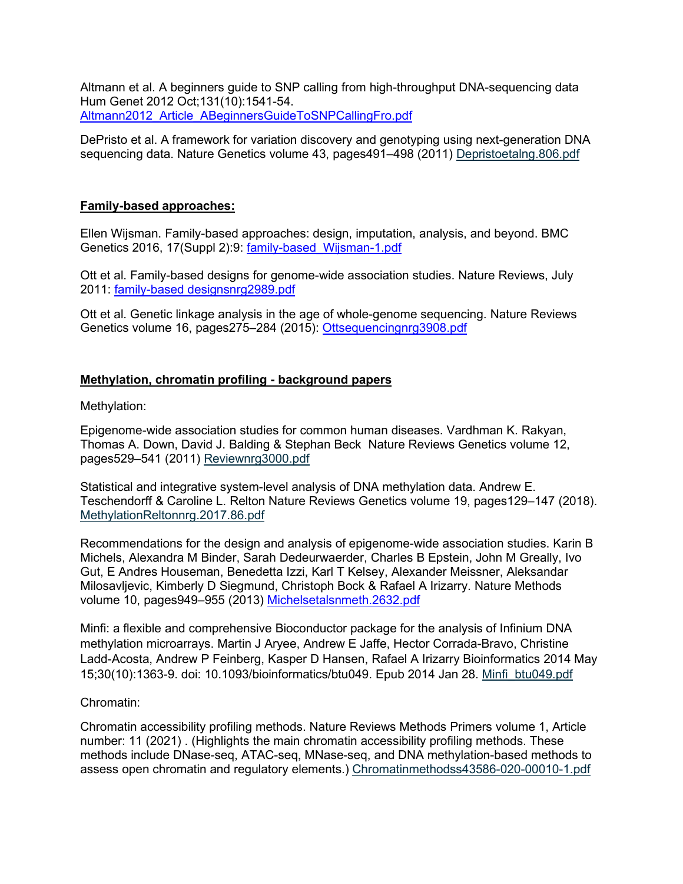Altmann et al. A beginners guide to SNP calling from high-throughput DNA-sequencing data Hum Genet 2012 Oct;131(10):1541-54. Altmann2012_Article_ABeginnersGuideToSNPCallingFro.pdf

DePristo et al. A framework for variation discovery and genotyping using next-generation DNA sequencing data. Nature Genetics volume 43, pages491–498 (2011) Depristoetalng.806.pdf

**Family-based approaches:**

Ellen Wijsman. Family-based approaches: design, imputation, analysis, and beyond. BMC Genetics 2016, 17(Suppl 2):9: family-based_Wijsman-1.pdf

Ott et al. Family-based designs for genome-wide association studies. Nature Reviews, July 2011: family-based designsnrg2989.pdf

Ott et al. Genetic linkage analysis in the age of whole-genome sequencing. Nature Reviews Genetics volume 16, pages275–284 (2015): Ottsequencingnrg3908.pdf

**Methylation, chromatin profiling - background papers**

Methylation:

Epigenome-wide association studies for common human diseases. Vardhman K. Rakyan, Thomas A. Down, David J. Balding & Stephan Beck Nature Reviews Genetics volume 12, pages529–541 (2011) Reviewnrg3000.pdf

Statistical and integrative system-level analysis of DNA methylation data. Andrew E. Teschendorff & Caroline L. Relton Nature Reviews Genetics volume 19, pages129–147 (2018). MethylationReltonnrg.2017.86.pdf

Recommendations for the design and analysis of epigenome-wide association studies. Karin B Michels, Alexandra M Binder, Sarah Dedeurwaerder, Charles B Epstein, John M Greally, Ivo Gut, E Andres Houseman, Benedetta Izzi, Karl T Kelsey, Alexander Meissner, Aleksandar Milosavljevic, Kimberly D Siegmund, Christoph Bock & Rafael A Irizarry. Nature Methods volume 10, pages949–955 (2013) Michelsetalsnmeth.2632.pdf

Minfi: a flexible and comprehensive Bioconductor package for the analysis of Infinium DNA methylation microarrays. Martin J Aryee, Andrew E Jaffe, Hector Corrada-Bravo, Christine Ladd-Acosta, Andrew P Feinberg, Kasper D Hansen, Rafael A Irizarry Bioinformatics 2014 May 15;30(10):1363-9. doi: 10.1093/bioinformatics/btu049. Epub 2014 Jan 28. Minfi_btu049.pdf

Chromatin:

Chromatin accessibility profiling methods. Nature Reviews Methods Primers volume 1, Article number: 11 (2021) . (Highlights the main chromatin accessibility profiling methods. These methods include DNase-seq, ATAC-seq, MNase-seq, and DNA methylation-based methods to assess open chromatin and regulatory elements.) Chromatinmethodss43586-020-00010-1.pdf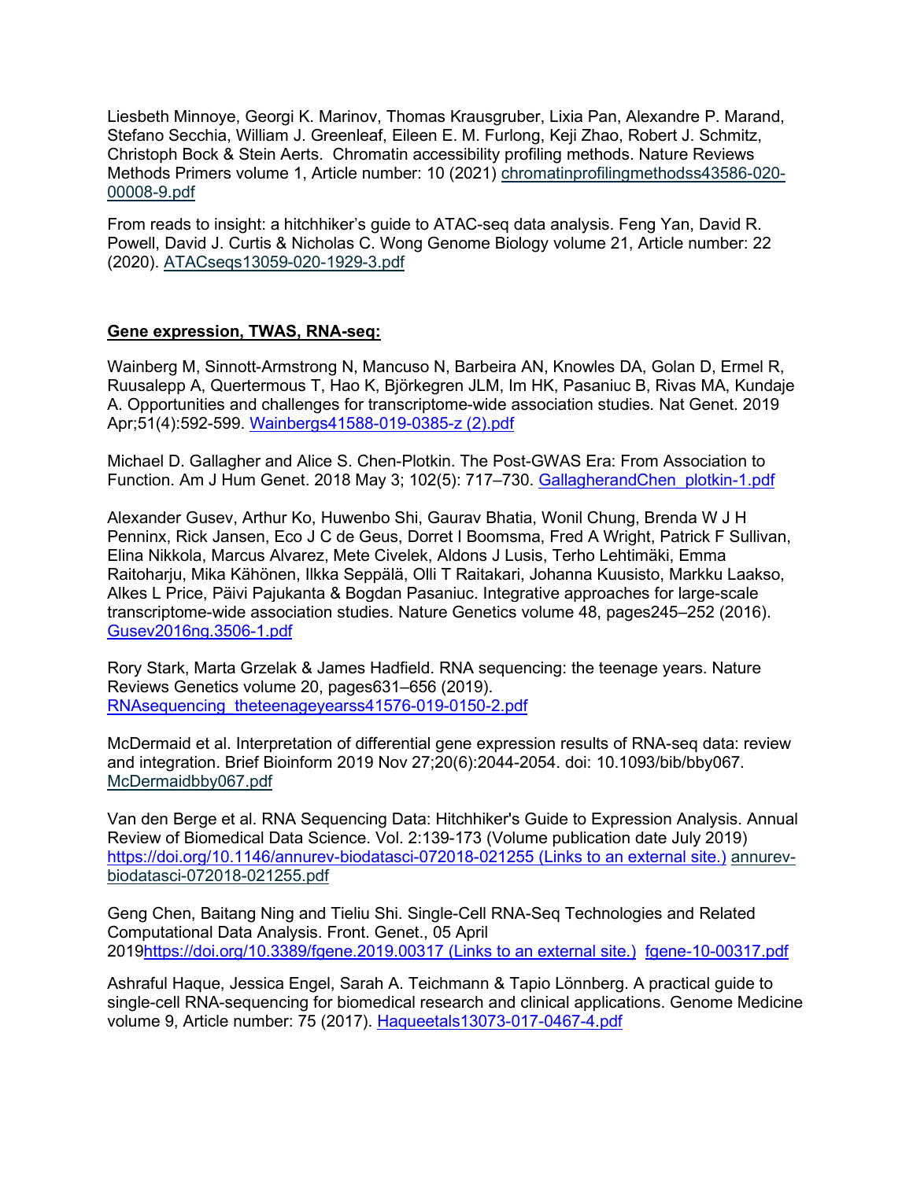Liesbeth Minnoye, Georgi K. Marinov, Thomas Krausgruber, Lixia Pan, Alexandre P. Marand, Stefano Secchia, William J. Greenleaf, Eileen E. M. Furlong, Keji Zhao, Robert J. Schmitz, Christoph Bock & Stein Aerts. Chromatin accessibility profiling methods. Nature Reviews Methods Primers volume 1, Article number: 10 (2021) chromatinprofilingmethodss43586-020-00008-9.pdf

From reads to insight: a hitchhiker's guide to ATAC-seq data analysis. Feng Yan, David R. Powell, David J. Curtis & Nicholas C. Wong Genome Biology volume 21, Article number: 22 (2020). ATACseqs13059-020-1929-3.pdf

**Gene expression, TWAS, RNA-seq:**

Wainberg M, Sinnott-Armstrong N, Mancuso N, Barbeira AN, Knowles DA, Golan D, Ermel R, Ruusalepp A, Quertermous T, Hao K, Björkegren JLM, Im HK, Pasaniuc B, Rivas MA, Kundaje A. Opportunities and challenges for transcriptome-wide association studies. Nat Genet. 2019 Apr;51(4):592-599. Wainbergs41588-019-0385-z (2).pdf

Michael D. Gallagher and Alice S. Chen-Plotkin. The Post-GWAS Era: From Association to Function. Am J Hum Genet. 2018 May 3; 102(5): 717–730. GallagherandChen_plotkin-1.pdf

Alexander Gusev, Arthur Ko, Huwenbo Shi, Gaurav Bhatia, Wonil Chung, Brenda W J H Penninx, Rick Jansen, Eco J C de Geus, Dorret I Boomsma, Fred A Wright, Patrick F Sullivan, Elina Nikkola, Marcus Alvarez, Mete Civelek, Aldons J Lusis, Terho Lehtimäki, Emma Raitoharju, Mika Kähönen, Ilkka Seppälä, Olli T Raitakari, Johanna Kuusisto, Markku Laakso, Alkes L Price, Päivi Pajukanta & Bogdan Pasaniuc. Integrative approaches for large-scale transcriptome-wide association studies. Nature Genetics volume 48, pages245–252 (2016). Gusev2016ng.3506-1.pdf

Rory Stark, Marta Grzelak & James Hadfield. RNA sequencing: the teenage years. Nature Reviews Genetics volume 20, pages631–656 (2019). RNAsequencing_theteenageyearss41576-019-0150-2.pdf

McDermaid et al. Interpretation of differential gene expression results of RNA-seq data: review and integration. Brief Bioinform 2019 Nov 27;20(6):2044-2054. doi: 10.1093/bib/bby067. McDermaidbby067.pdf

Van den Berge et al. RNA Sequencing Data: Hitchhiker's Guide to Expression Analysis. Annual Review of Biomedical Data Science. Vol. 2:139-173 (Volume publication date July 2019) https://doi.org/10.1146/annurev-biodatasci-072018-021255 (Links to an external site.) annurev-biodatasci-072018-021255.pdf

Geng Chen, Baitang Ning and Tieliu Shi. Single-Cell RNA-Seq Technologies and Related Computational Data Analysis. Front. Genet., 05 April 2019https://doi.org/10.3389/fgene.2019.00317 (Links to an external site.) fgene-10-00317.pdf

Ashraful Haque, Jessica Engel, Sarah A. Teichmann & Tapio Lönnberg. A practical guide to single-cell RNA-sequencing for biomedical research and clinical applications. Genome Medicine volume 9, Article number: 75 (2017). Haqueetals13073-017-0467-4.pdf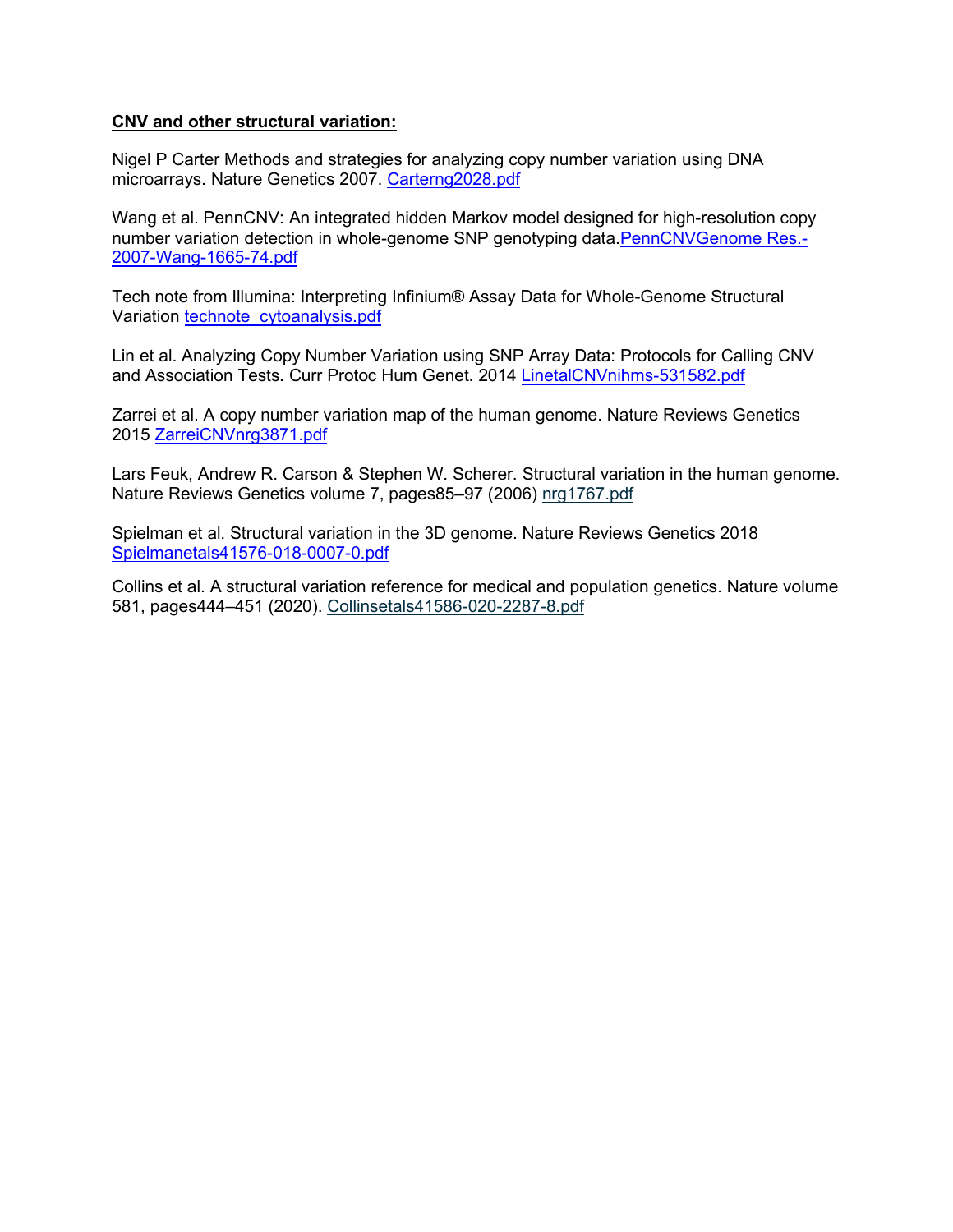**<u>CNV and other structural variation:</u>**

Nigel P Carter Methods and strategies for analyzing copy number variation using DNA microarrays. Nature Genetics 2007. Carterng2028.pdf

Wang et al. PennCNV: An integrated hidden Markov model designed for high-resolution copy number variation detection in whole-genome SNP genotyping data.PennCNVGenome Res.-2007-Wang-1665-74.pdf

Tech note from Illumina: Interpreting Infinium® Assay Data for Whole-Genome Structural Variation technote_cytoanalysis.pdf

Lin et al. Analyzing Copy Number Variation using SNP Array Data: Protocols for Calling CNV and Association Tests. Curr Protoc Hum Genet. 2014 LinetalCNVnihms-531582.pdf

Zarrei et al. A copy number variation map of the human genome. Nature Reviews Genetics 2015 ZarreiCNVnrg3871.pdf

Lars Feuk, Andrew R. Carson & Stephen W. Scherer. Structural variation in the human genome. Nature Reviews Genetics volume 7, pages85–97 (2006) nrg1767.pdf

Spielman et al. Structural variation in the 3D genome. Nature Reviews Genetics 2018 Spielmanetals41576-018-0007-0.pdf

Collins et al. A structural variation reference for medical and population genetics. Nature volume 581, pages444–451 (2020). Collinsetals41586-020-2287-8.pdf